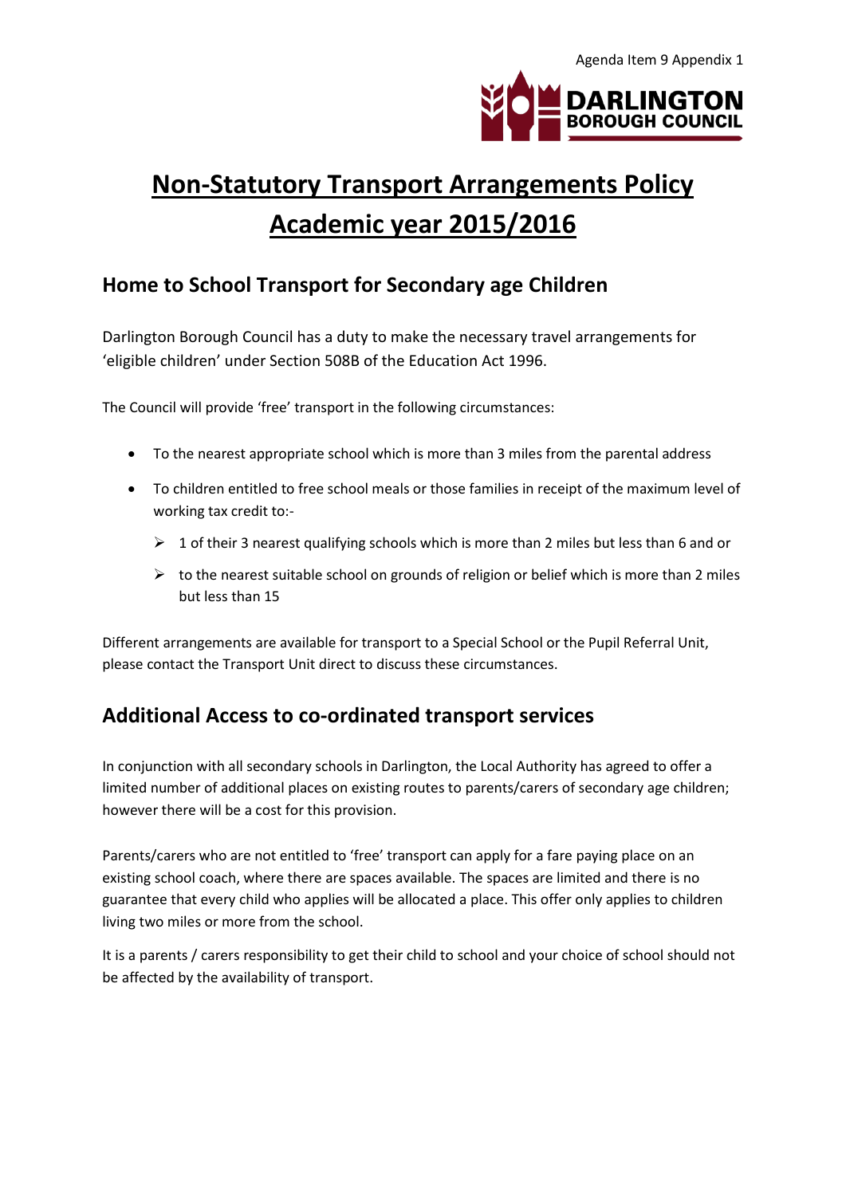Agenda Item 9 Appendix 1

DARLINGTON BOROUGH COUNCIL

# Non-Statutory Transport Arrangements Policy Academic year 2015/2016

## Home to School Transport for Secondary age Children

Darlington Borough Council has a duty to make the necessary travel arrangements for 'eligible children' under Section 508B of the Education Act 1996.

The Council will provide 'free' transport in the following circumstances:

- To the nearest appropriate school which is more than 3 miles from the parental address
- To children entitled to free school meals or those families in receipt of the maximum level of working tax credit to:-
  - 1 of their 3 nearest qualifying schools which is more than 2 miles but less than 6 and or
  - to the nearest suitable school on grounds of religion or belief which is more than 2 miles but less than 15

Different arrangements are available for transport to a Special School or the Pupil Referral Unit, please contact the Transport Unit direct to discuss these circumstances.

## Additional Access to co-ordinated transport services

In conjunction with all secondary schools in Darlington, the Local Authority has agreed to offer a limited number of additional places on existing routes to parents/carers of secondary age children; however there will be a cost for this provision.

Parents/carers who are not entitled to 'free' transport can apply for a fare paying place on an existing school coach, where there are spaces available. The spaces are limited and there is no guarantee that every child who applies will be allocated a place. This offer only applies to children living two miles or more from the school.

It is a parents / carers responsibility to get their child to school and your choice of school should not be affected by the availability of transport.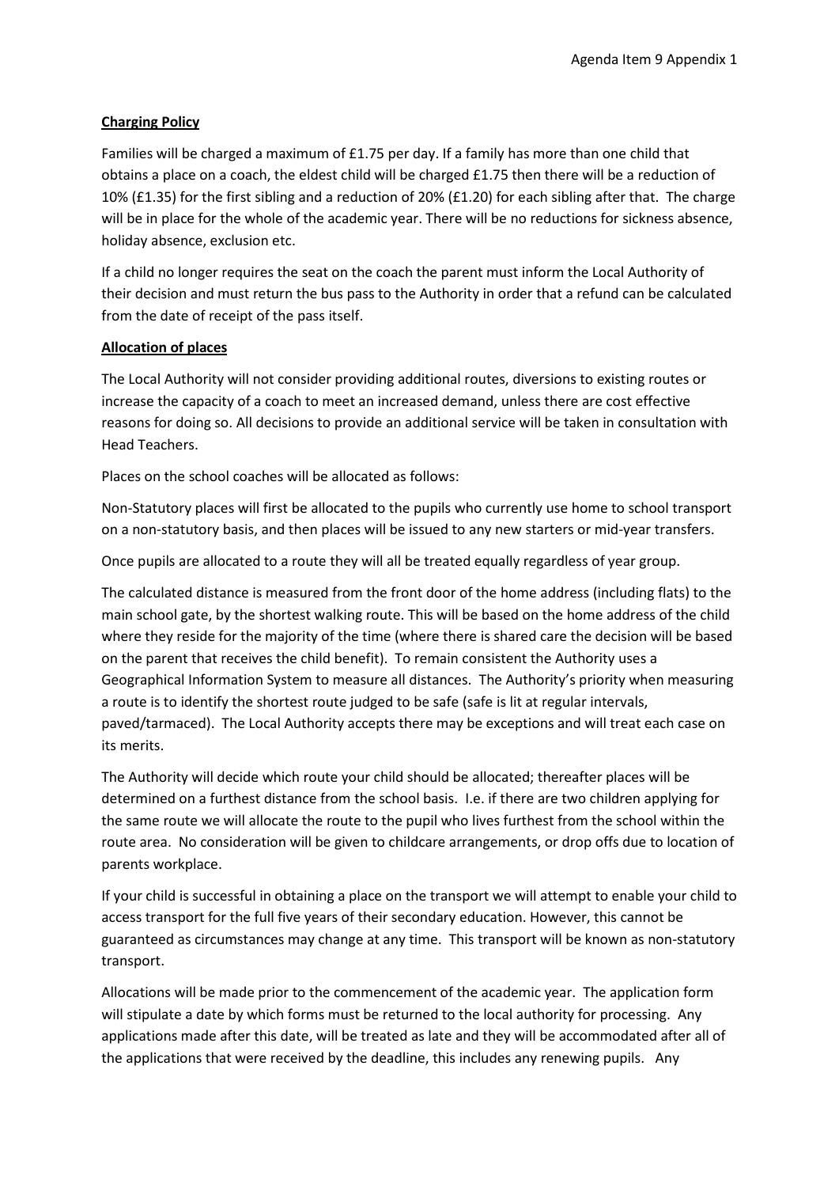**Charging Policy**

Families will be charged a maximum of £1.75 per day. If a family has more than one child that obtains a place on a coach, the eldest child will be charged £1.75 then there will be a reduction of 10% (£1.35) for the first sibling and a reduction of 20% (£1.20) for each sibling after that. The charge will be in place for the whole of the academic year. There will be no reductions for sickness absence, holiday absence, exclusion etc.

If a child no longer requires the seat on the coach the parent must inform the Local Authority of their decision and must return the bus pass to the Authority in order that a refund can be calculated from the date of receipt of the pass itself.

**Allocation of places**

The Local Authority will not consider providing additional routes, diversions to existing routes or increase the capacity of a coach to meet an increased demand, unless there are cost effective reasons for doing so. All decisions to provide an additional service will be taken in consultation with Head Teachers.

Places on the school coaches will be allocated as follows:

Non-Statutory places will first be allocated to the pupils who currently use home to school transport on a non-statutory basis, and then places will be issued to any new starters or mid-year transfers.

Once pupils are allocated to a route they will all be treated equally regardless of year group.

The calculated distance is measured from the front door of the home address (including flats) to the main school gate, by the shortest walking route. This will be based on the home address of the child where they reside for the majority of the time (where there is shared care the decision will be based on the parent that receives the child benefit). To remain consistent the Authority uses a Geographical Information System to measure all distances. The Authority's priority when measuring a route is to identify the shortest route judged to be safe (safe is lit at regular intervals, paved/tarmaced). The Local Authority accepts there may be exceptions and will treat each case on its merits.

The Authority will decide which route your child should be allocated; thereafter places will be determined on a furthest distance from the school basis. I.e. if there are two children applying for the same route we will allocate the route to the pupil who lives furthest from the school within the route area. No consideration will be given to childcare arrangements, or drop offs due to location of parents workplace.

If your child is successful in obtaining a place on the transport we will attempt to enable your child to access transport for the full five years of their secondary education. However, this cannot be guaranteed as circumstances may change at any time. This transport will be known as non-statutory transport.

Allocations will be made prior to the commencement of the academic year. The application form will stipulate a date by which forms must be returned to the local authority for processing. Any applications made after this date, will be treated as late and they will be accommodated after all of the applications that were received by the deadline, this includes any renewing pupils. Any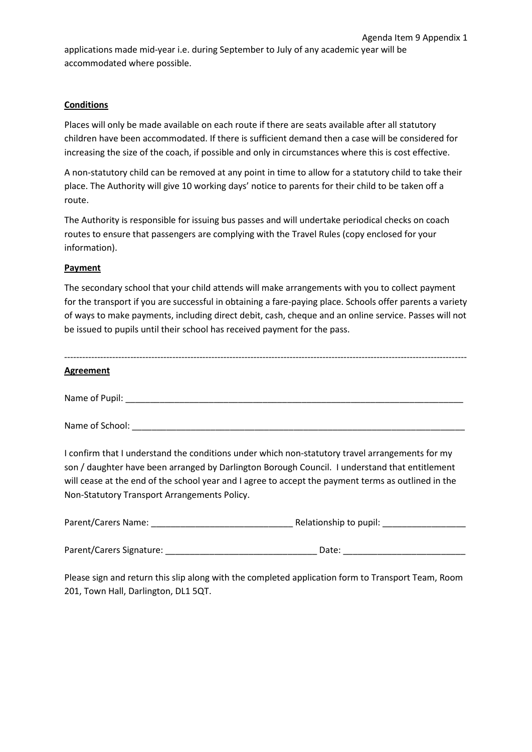applications made mid-year i.e. during September to July of any academic year will be accommodated where possible.

**Conditions**

Places will only be made available on each route if there are seats available after all statutory children have been accommodated. If there is sufficient demand then a case will be considered for increasing the size of the coach, if possible and only in circumstances where this is cost effective.

A non-statutory child can be removed at any point in time to allow for a statutory child to take their place. The Authority will give 10 working days' notice to parents for their child to be taken off a route.

The Authority is responsible for issuing bus passes and will undertake periodical checks on coach routes to ensure that passengers are complying with the Travel Rules (copy enclosed for your information).

**Payment**

The secondary school that your child attends will make arrangements with you to collect payment for the transport if you are successful in obtaining a fare-paying place. Schools offer parents a variety of ways to make payments, including direct debit, cash, cheque and an online service. Passes will not be issued to pupils until their school has received payment for the pass.

---

**Agreement**

Name of Pupil: ___________________________________________________________________________

Name of School: __________________________________________________________________________

I confirm that I understand the conditions under which non-statutory travel arrangements for my son / daughter have been arranged by Darlington Borough Council. I understand that entitlement will cease at the end of the school year and I agree to accept the payment terms as outlined in the Non-Statutory Transport Arrangements Policy.

Parent/Carers Name: _____________________________ Relationship to pupil: _________________

Parent/Carers Signature: _______________________________ Date: ________________________

Please sign and return this slip along with the completed application form to Transport Team, Room 201, Town Hall, Darlington, DL1 5QT.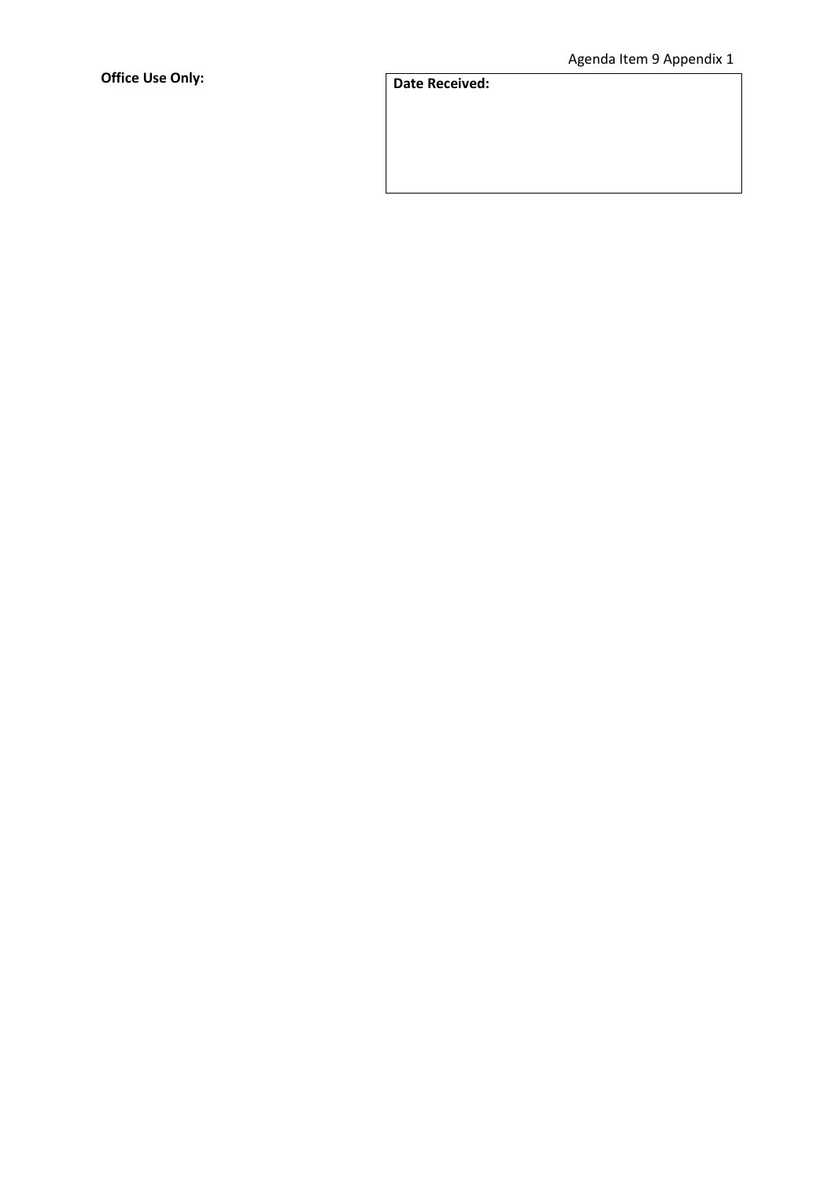Agenda Item 9 Appendix 1

**Office Use Only:**

| **Date Received:** |
| --- |
| |